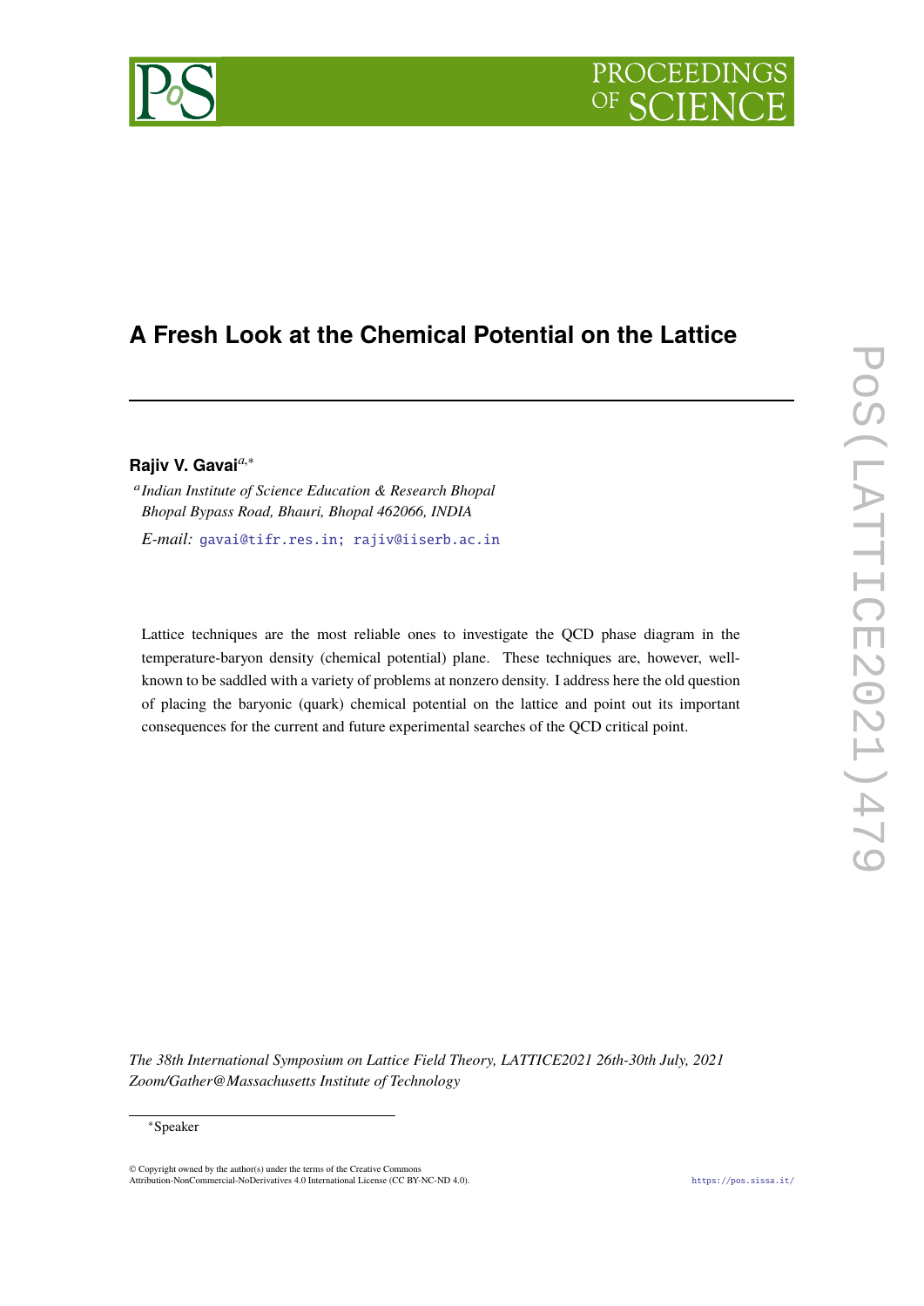# A Fresh Look at the Chemical Potential on the Lattice

**Rajiv V. Gavai**[a,*]

[a] *Indian Institute of Science Education & Research Bhopal*
*Bhopal Bypass Road, Bhauri, Bhopal 462066, INDIA*

*E-mail:* gavai@tifr.res.in; rajiv@iiserb.ac.in

Lattice techniques are the most reliable ones to investigate the QCD phase diagram in the temperature-baryon density (chemical potential) plane. These techniques are, however, well-known to be saddled with a variety of problems at nonzero density. I address here the old question of placing the baryonic (quark) chemical potential on the lattice and point out its important consequences for the current and future experimental searches of the QCD critical point.

*The 38th International Symposium on Lattice Field Theory, LATTICE2021 26th-30th July, 2021*
*Zoom/Gather@Massachusetts Institute of Technology*

[*] Speaker

© Copyright owned by the author(s) under the terms of the Creative Commons Attribution-NonCommercial-NoDerivatives 4.0 International License (CC BY-NC-ND 4.0).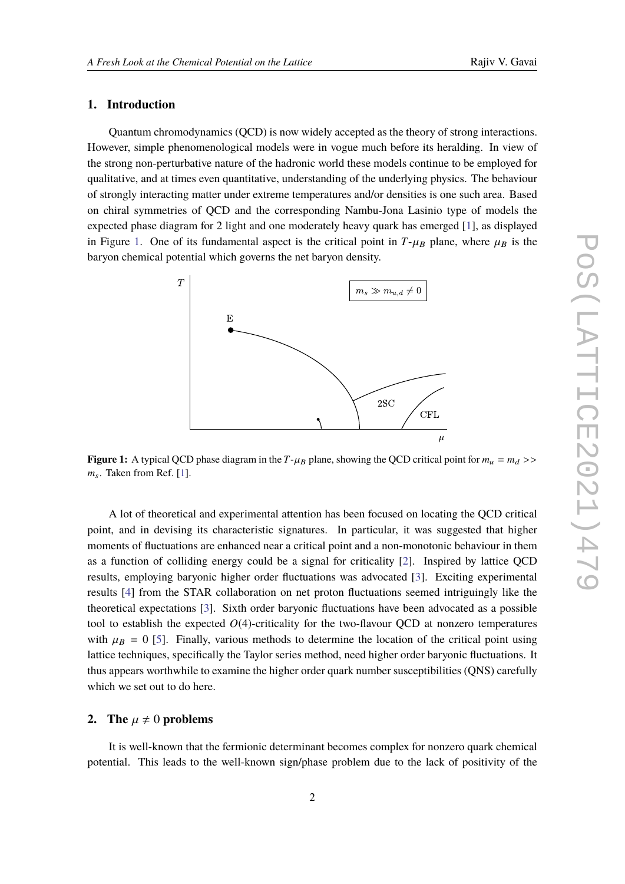## 1. Introduction

Quantum chromodynamics (QCD) is now widely accepted as the theory of strong interactions. However, simple phenomenological models were in vogue much before its heralding. In view of the strong non-perturbative nature of the hadronic world these models continue to be employed for qualitative, and at times even quantitative, understanding of the underlying physics. The behaviour of strongly interacting matter under extreme temperatures and/or densities is one such area. Based on chiral symmetries of QCD and the corresponding Nambu-Jona Lasinio type of models the expected phase diagram for 2 light and one moderately heavy quark has emerged [1], as displayed in Figure 1. One of its fundamental aspect is the critical point in $T$-$\mu_B$ plane, where $\mu_B$ is the baryon chemical potential which governs the net baryon density.

**Figure 1:** A typical QCD phase diagram in the $T$-$\mu_B$ plane, showing the QCD critical point for $m_u = m_d >> m_s$. Taken from Ref. [1].

A lot of theoretical and experimental attention has been focused on locating the QCD critical point, and in devising its characteristic signatures. In particular, it was suggested that higher moments of fluctuations are enhanced near a critical point and a non-monotonic behaviour in them as a function of colliding energy could be a signal for criticality [2]. Inspired by lattice QCD results, employing baryonic higher order fluctuations was advocated [3]. Exciting experimental results [4] from the STAR collaboration on net proton fluctuations seemed intriguingly like the theoretical expectations [3]. Sixth order baryonic fluctuations have been advocated as a possible tool to establish the expected $O(4)$-criticality for the two-flavour QCD at nonzero temperatures with $\mu_B = 0$ [5]. Finally, various methods to determine the location of the critical point using lattice techniques, specifically the Taylor series method, need higher order baryonic fluctuations. It thus appears worthwhile to examine the higher order quark number susceptibilities (QNS) carefully which we set out to do here.

## 2. The $\mu \neq 0$ problems

It is well-known that the fermionic determinant becomes complex for nonzero quark chemical potential. This leads to the well-known sign/phase problem due to the lack of positivity of the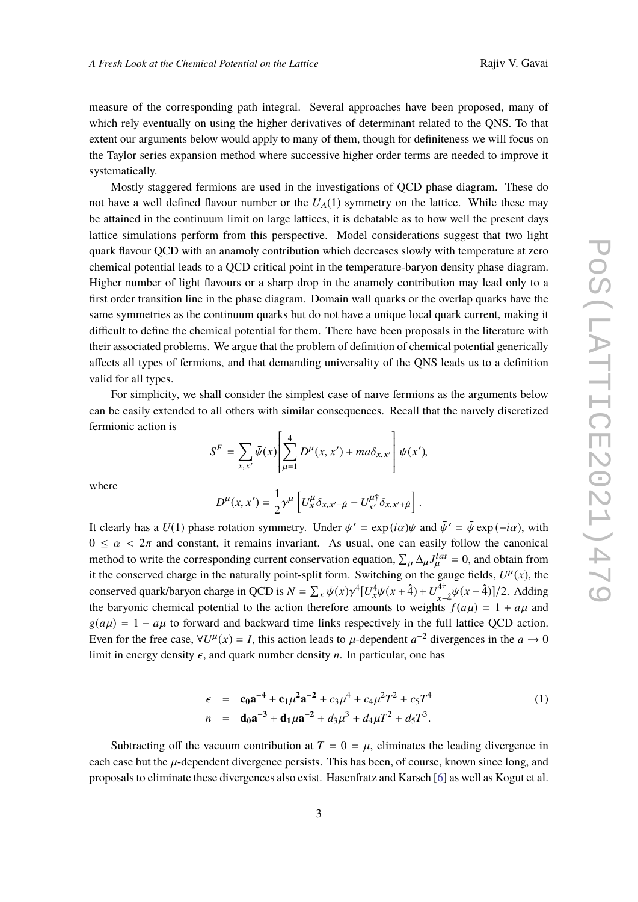measure of the corresponding path integral. Several approaches have been proposed, many of which rely eventually on using the higher derivatives of determinant related to the QNS. To that extent our arguments below would apply to many of them, though for definiteness we will focus on the Taylor series expansion method where successive higher order terms are needed to improve it systematically.

Mostly staggered fermions are used in the investigations of QCD phase diagram. These do not have a well defined flavour number or the $U_A(1)$ symmetry on the lattice. While these may be attained in the continuum limit on large lattices, it is debatable as to how well the present days lattice simulations perform from this perspective. Model considerations suggest that two light quark flavour QCD with an anamoly contribution which decreases slowly with temperature at zero chemical potential leads to a QCD critical point in the temperature-baryon density phase diagram. Higher number of light flavours or a sharp drop in the anamoly contribution may lead only to a first order transition line in the phase diagram. Domain wall quarks or the overlap quarks have the same symmetries as the continuum quarks but do not have a unique local quark current, making it difficult to define the chemical potential for them. There have been proposals in the literature with their associated problems. We argue that the problem of definition of chemical potential generically affects all types of fermions, and that demanding universality of the QNS leads us to a definition valid for all types.

For simplicity, we shall consider the simplest case of naıve fermions as the arguments below can be easily extended to all others with similar consequences. Recall that the naıvely discretized fermionic action is

$$S^F = \sum_{x,x'} \bar{\psi}(x) \left[ \sum_{\mu=1}^{4} D^{\mu}(x,x') + ma\delta_{x,x'} \right] \psi(x'),$$

where

$$D^{\mu}(x,x') = \frac{1}{2}\gamma^{\mu} \left[ U_x^{\mu} \delta_{x,x'-\hat{\mu}} - U_{x'}^{\mu\dagger} \delta_{x,x'+\hat{\mu}} \right].$$

It clearly has a $U(1)$ phase rotation symmetry. Under $\psi' = \exp(i\alpha)\psi$ and $\bar{\psi}' = \bar{\psi}\exp(-i\alpha)$, with $0 \le \alpha < 2\pi$ and constant, it remains invariant. As usual, one can easily follow the canonical method to write the corresponding current conservation equation, $\sum_{\mu} \Delta_{\mu} J_{\mu}^{lat} = 0$, and obtain from it the conserved charge in the naturally point-split form. Switching on the gauge fields, $U^{\mu}(x)$, the conserved quark/baryon charge in QCD is $N = \sum_x \bar{\psi}(x)\gamma^4[U_x^4 \psi(x+\hat{4}) + U_{x-\hat{4}}^{4\dagger}\psi(x-\hat{4})]/2$. Adding the baryonic chemical potential to the action therefore amounts to weights $f(a\mu) = 1 + a\mu$ and $g(a\mu) = 1 - a\mu$ to forward and backward time links respectively in the full lattice QCD action. Even for the free case, $\forall U^{\mu}(x) = I$, this action leads to $\mu$-dependent $a^{-2}$ divergences in the $a \to 0$ limit in energy density $\epsilon$, and quark number density $n$. In particular, one has

$$\begin{aligned} \epsilon &= \mathbf{c_0 a^{-4}} + \mathbf{c_1 \mu^2 a^{-2}} + c_3\mu^4 + c_4\mu^2T^2 + c_5T^4 \\ n &= \mathbf{d_0 a^{-3}} + \mathbf{d_1 \mu a^{-2}} + d_3\mu^3 + d_4\mu T^2 + d_5T^3. \end{aligned} \tag{1}$$

Subtracting off the vacuum contribution at $T = 0 = \mu$, eliminates the leading divergence in each case but the $\mu$-dependent divergence persists. This has been, of course, known since long, and proposals to eliminate these divergences also exist. Hasenfratz and Karsch [6] as well as Kogut et al.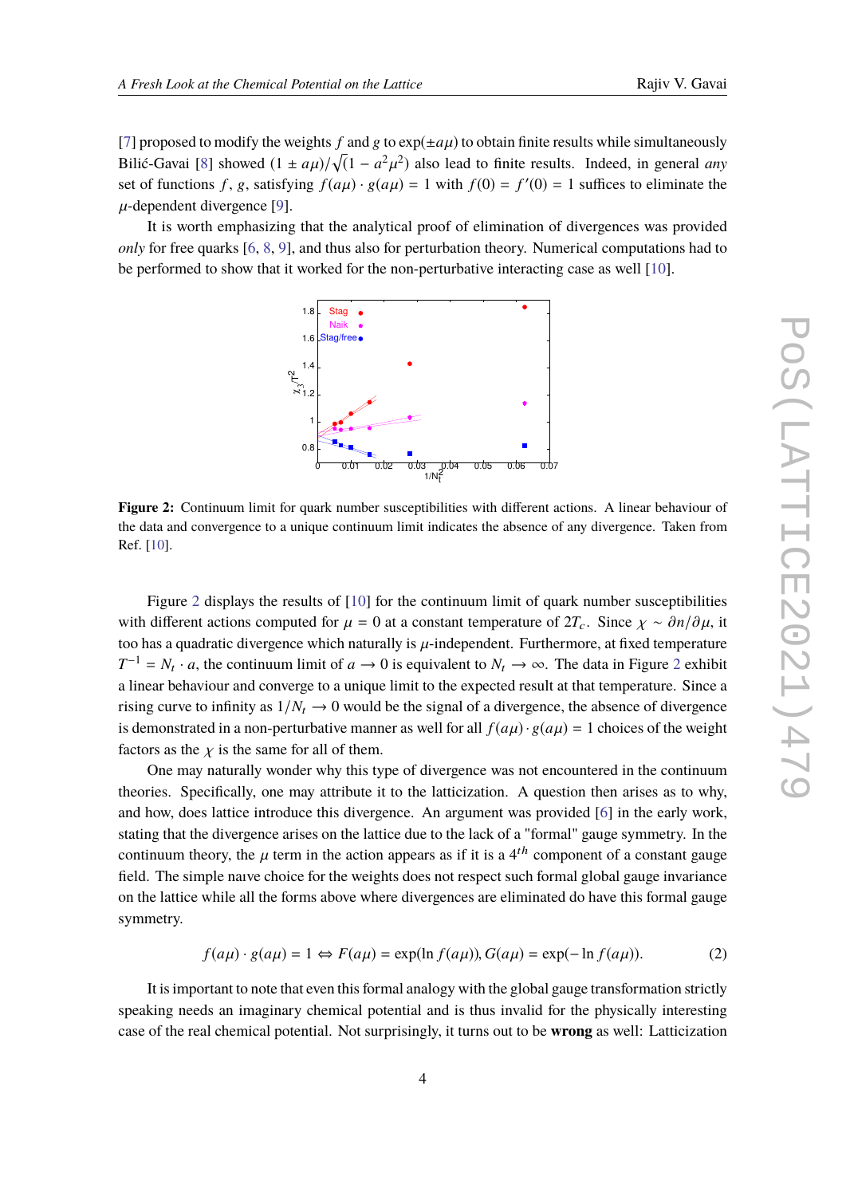[7] proposed to modify the weights $f$ and $g$ to $\exp(\pm a\mu)$ to obtain finite results while simultaneously Bilić-Gavai [8] showed $(1 \pm a\mu)/\sqrt{(1 - a^2\mu^2)}$ also lead to finite results. Indeed, in general *any* set of functions $f$, $g$, satisfying $f(a\mu) \cdot g(a\mu) = 1$ with $f(0) = f'(0) = 1$ suffices to eliminate the $\mu$-dependent divergence [9].

It is worth emphasizing that the analytical proof of elimination of divergences was provided *only* for free quarks [6, 8, 9], and thus also for perturbation theory. Numerical computations had to be performed to show that it worked for the non-perturbative interacting case as well [10].

**Figure 2:** Continuum limit for quark number susceptibilities with different actions. A linear behaviour of the data and convergence to a unique continuum limit indicates the absence of any divergence. Taken from Ref. [10].

Figure 2 displays the results of [10] for the continuum limit of quark number susceptibilities with different actions computed for $\mu = 0$ at a constant temperature of $2T_c$. Since $\chi \sim \partial n/\partial\mu$, it too has a quadratic divergence which naturally is $\mu$-independent. Furthermore, at fixed temperature $T^{-1} = N_t \cdot a$, the continuum limit of $a \to 0$ is equivalent to $N_t \to \infty$. The data in Figure 2 exhibit a linear behaviour and converge to a unique limit to the expected result at that temperature. Since a rising curve to infinity as $1/N_t \to 0$ would be the signal of a divergence, the absence of divergence is demonstrated in a non-perturbative manner as well for all $f(a\mu) \cdot g(a\mu) = 1$ choices of the weight factors as the $\chi$ is the same for all of them.

One may naturally wonder why this type of divergence was not encountered in the continuum theories. Specifically, one may attribute it to the latticization. A question then arises as to why, and how, does lattice introduce this divergence. An argument was provided [6] in the early work, stating that the divergence arises on the lattice due to the lack of a "formal" gauge symmetry. In the continuum theory, the $\mu$ term in the action appears as if it is a $4^{th}$ component of a constant gauge field. The simple naıve choice for the weights does not respect such formal global gauge invariance on the lattice while all the forms above where divergences are eliminated do have this formal gauge symmetry.

$$f(a\mu) \cdot g(a\mu) = 1 \Leftrightarrow F(a\mu) = \exp(\ln f(a\mu)), G(a\mu) = \exp(-\ln f(a\mu)). \tag{2}$$

It is important to note that even this formal analogy with the global gauge transformation strictly speaking needs an imaginary chemical potential and is thus invalid for the physically interesting case of the real chemical potential. Not surprisingly, it turns out to be **wrong** as well: Latticization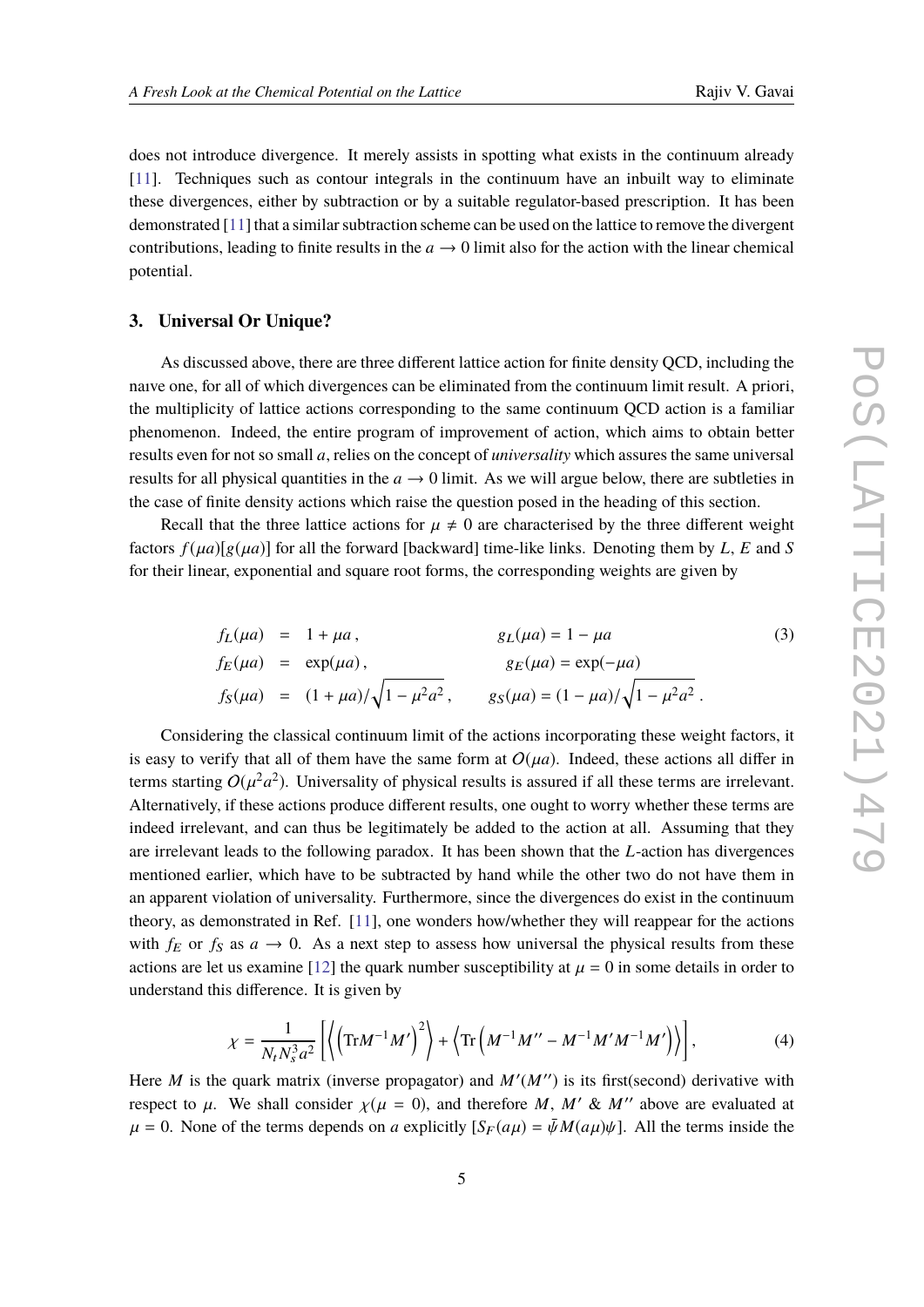does not introduce divergence. It merely assists in spotting what exists in the continuum already [11]. Techniques such as contour integrals in the continuum have an inbuilt way to eliminate these divergences, either by subtraction or by a suitable regulator-based prescription. It has been demonstrated [11] that a similar subtraction scheme can be used on the lattice to remove the divergent contributions, leading to finite results in the $a \to 0$ limit also for the action with the linear chemical potential.

## 3. Universal Or Unique?

As discussed above, there are three different lattice action for finite density QCD, including the naıve one, for all of which divergences can be eliminated from the continuum limit result. A priori, the multiplicity of lattice actions corresponding to the same continuum QCD action is a familiar phenomenon. Indeed, the entire program of improvement of action, which aims to obtain better results even for not so small $a$, relies on the concept of *universality* which assures the same universal results for all physical quantities in the $a \to 0$ limit. As we will argue below, there are subtleties in the case of finite density actions which raise the question posed in the heading of this section.

Recall that the three lattice actions for $\mu \neq 0$ are characterised by the three different weight factors $f(\mu a)[g(\mu a)]$ for all the forward [backward] time-like links. Denoting them by $L$, $E$ and $S$ for their linear, exponential and square root forms, the corresponding weights are given by

$$
\begin{aligned}
f_L(\mu a) &= 1 + \mu a\,, & g_L(\mu a) &= 1 - \mu a \\
f_E(\mu a) &= \exp(\mu a)\,, & g_E(\mu a) &= \exp(-\mu a) \\
f_S(\mu a) &= (1 + \mu a)/\sqrt{1 - \mu^2 a^2}\,, & g_S(\mu a) &= (1 - \mu a)/\sqrt{1 - \mu^2 a^2}\,.
\end{aligned}
\tag{3}
$$

Considering the classical continuum limit of the actions incorporating these weight factors, it is easy to verify that all of them have the same form at $O(\mu a)$. Indeed, these actions all differ in terms starting $O(\mu^2 a^2)$. Universality of physical results is assured if all these terms are irrelevant. Alternatively, if these actions produce different results, one ought to worry whether these terms are indeed irrelevant, and can thus be legitimately be added to the action at all. Assuming that they are irrelevant leads to the following paradox. It has been shown that the $L$-action has divergences mentioned earlier, which have to be subtracted by hand while the other two do not have them in an apparent violation of universality. Furthermore, since the divergences do exist in the continuum theory, as demonstrated in Ref. [11], one wonders how/whether they will reappear for the actions with $f_E$ or $f_S$ as $a \to 0$. As a next step to assess how universal the physical results from these actions are let us examine [12] the quark number susceptibility at $\mu = 0$ in some details in order to understand this difference. It is given by

$$
\chi = \frac{1}{N_t N_s^3 a^2} \left[ \left\langle \left( \mathrm{Tr} M^{-1} M' \right)^2 \right\rangle + \left\langle \mathrm{Tr} \left( M^{-1} M'' - M^{-1} M' M^{-1} M' \right) \right\rangle \right], \tag{4}
$$

Here $M$ is the quark matrix (inverse propagator) and $M'(M'')$ is its first(second) derivative with respect to $\mu$. We shall consider $\chi(\mu = 0)$, and therefore $M$, $M'$ & $M''$ above are evaluated at $\mu = 0$. None of the terms depends on $a$ explicitly $[S_F(a\mu) = \bar{\psi} M(a\mu) \psi]$. All the terms inside the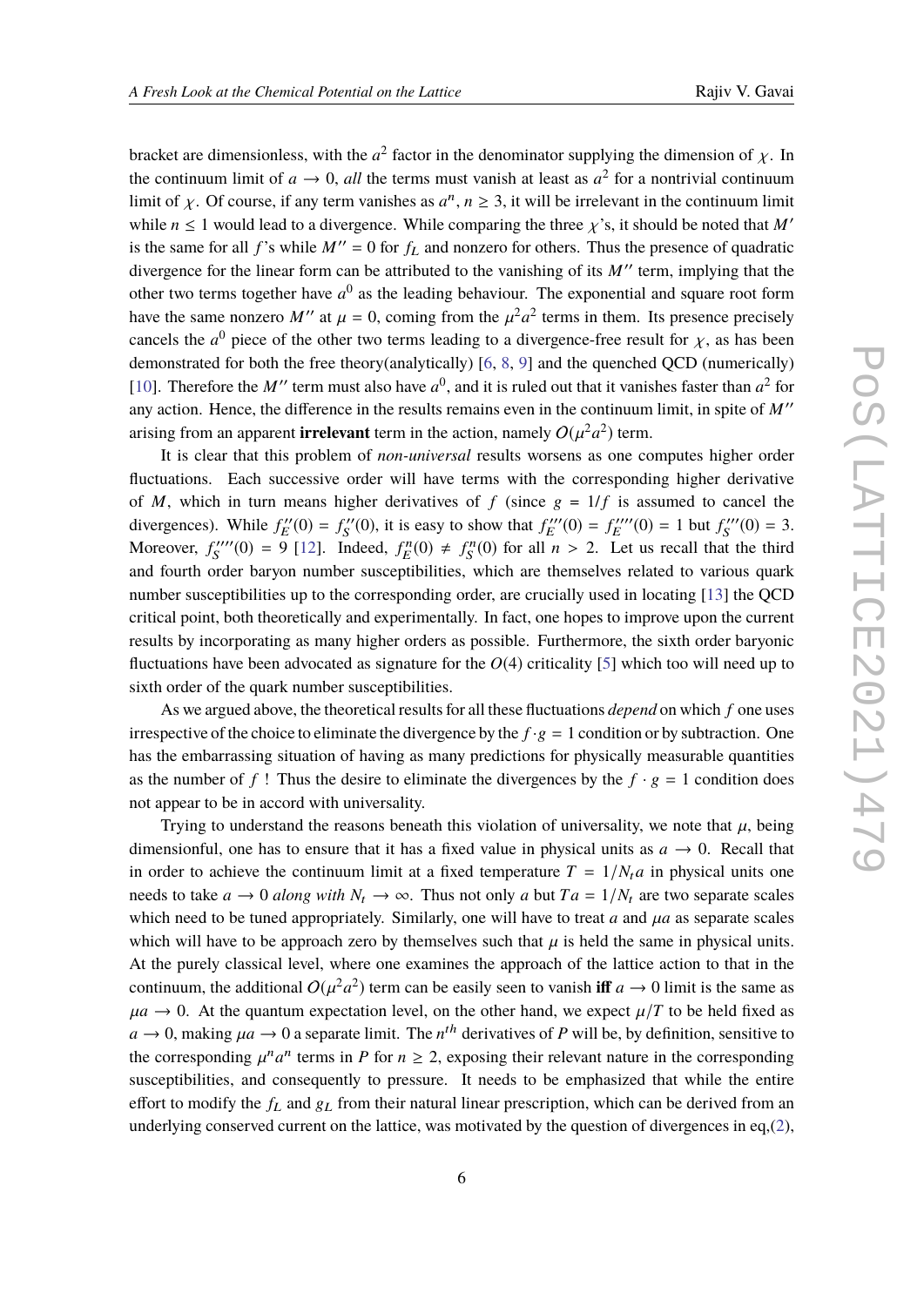bracket are dimensionless, with the $a^2$ factor in the denominator supplying the dimension of $\chi$. In the continuum limit of $a \to 0$, *all* the terms must vanish at least as $a^2$ for a nontrivial continuum limit of $\chi$. Of course, if any term vanishes as $a^n$, $n \geq 3$, it will be irrelevant in the continuum limit while $n \leq 1$ would lead to a divergence. While comparing the three $\chi$'s, it should be noted that $M'$ is the same for all $f$'s while $M'' = 0$ for $f_L$ and nonzero for others. Thus the presence of quadratic divergence for the linear form can be attributed to the vanishing of its $M''$ term, implying that the other two terms together have $a^0$ as the leading behaviour. The exponential and square root form have the same nonzero $M''$ at $\mu = 0$, coming from the $\mu^2 a^2$ terms in them. Its presence precisely cancels the $a^0$ piece of the other two terms leading to a divergence-free result for $\chi$, as has been demonstrated for both the free theory(analytically) [6, 8, 9] and the quenched QCD (numerically) [10]. Therefore the $M''$ term must also have $a^0$, and it is ruled out that it vanishes faster than $a^2$ for any action. Hence, the difference in the results remains even in the continuum limit, in spite of $M''$ arising from an apparent **irrelevant** term in the action, namely $O(\mu^2 a^2)$ term.

It is clear that this problem of *non-universal* results worsens as one computes higher order fluctuations. Each successive order will have terms with the corresponding higher derivative of $M$, which in turn means higher derivatives of $f$ (since $g = 1/f$ is assumed to cancel the divergences). While $f_E''(0) = f_S''(0)$, it is easy to show that $f_E'''(0) = f_E''''(0) = 1$ but $f_S'''(0) = 3$. Moreover, $f_S''''(0) = 9$ [12]. Indeed, $f_E^n(0) \neq f_S^n(0)$ for all $n > 2$. Let us recall that the third and fourth order baryon number susceptibilities, which are themselves related to various quark number susceptibilities up to the corresponding order, are crucially used in locating [13] the QCD critical point, both theoretically and experimentally. In fact, one hopes to improve upon the current results by incorporating as many higher orders as possible. Furthermore, the sixth order baryonic fluctuations have been advocated as signature for the $O(4)$ criticality [5] which too will need up to sixth order of the quark number susceptibilities.

As we argued above, the theoretical results for all these fluctuations *depend* on which $f$ one uses irrespective of the choice to eliminate the divergence by the $f \cdot g = 1$ condition or by subtraction. One has the embarrassing situation of having as many predictions for physically measurable quantities as the number of $f$ ! Thus the desire to eliminate the divergences by the $f \cdot g = 1$ condition does not appear to be in accord with universality.

Trying to understand the reasons beneath this violation of universality, we note that $\mu$, being dimensionful, one has to ensure that it has a fixed value in physical units as $a \to 0$. Recall that in order to achieve the continuum limit at a fixed temperature $T = 1/N_t a$ in physical units one needs to take $a \to 0$ *along with* $N_t \to \infty$. Thus not only $a$ but $Ta = 1/N_t$ are two separate scales which need to be tuned appropriately. Similarly, one will have to treat $a$ and $\mu a$ as separate scales which will have to be approach zero by themselves such that $\mu$ is held the same in physical units. At the purely classical level, where one examines the approach of the lattice action to that in the continuum, the additional $O(\mu^2 a^2)$ term can be easily seen to vanish **iff** $a \to 0$ limit is the same as $\mu a \to 0$. At the quantum expectation level, on the other hand, we expect $\mu/T$ to be held fixed as $a \to 0$, making $\mu a \to 0$ a separate limit. The $n^{th}$ derivatives of $P$ will be, by definition, sensitive to the corresponding $\mu^n a^n$ terms in $P$ for $n \geq 2$, exposing their relevant nature in the corresponding susceptibilities, and consequently to pressure. It needs to be emphasized that while the entire effort to modify the $f_L$ and $g_L$ from their natural linear prescription, which can be derived from an underlying conserved current on the lattice, was motivated by the question of divergences in eq,(2),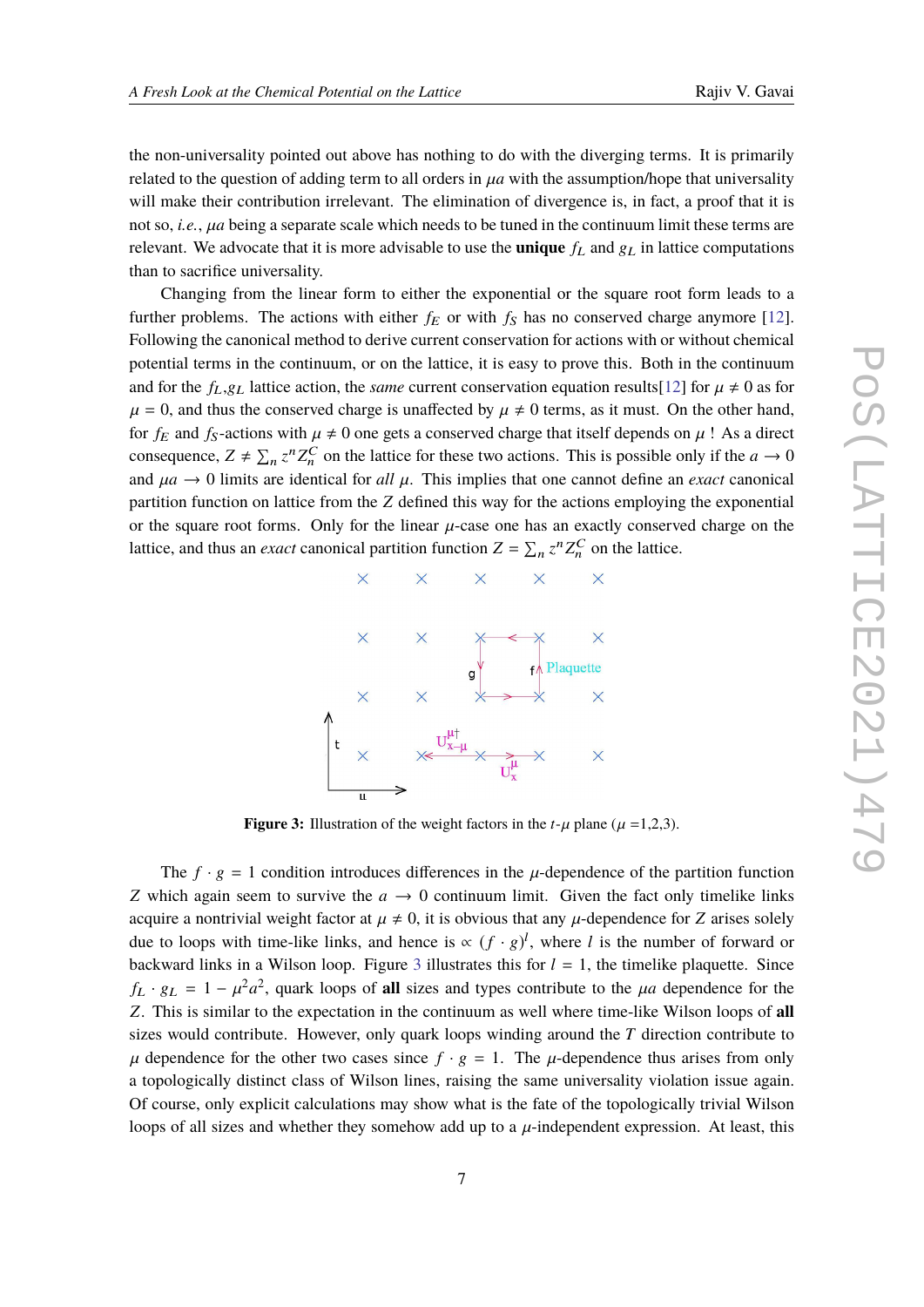the non-universality pointed out above has nothing to do with the diverging terms. It is primarily related to the question of adding term to all orders in $\mu a$ with the assumption/hope that universality will make their contribution irrelevant. The elimination of divergence is, in fact, a proof that it is not so, *i.e.*, $\mu a$ being a separate scale which needs to be tuned in the continuum limit these terms are relevant. We advocate that it is more advisable to use the **unique** $f_L$ and $g_L$ in lattice computations than to sacrifice universality.

Changing from the linear form to either the exponential or the square root form leads to a further problems. The actions with either $f_E$ or with $f_S$ has no conserved charge anymore [12]. Following the canonical method to derive current conservation for actions with or without chemical potential terms in the continuum, or on the lattice, it is easy to prove this. Both in the continuum and for the $f_L$,$g_L$ lattice action, the *same* current conservation equation results[12] for $\mu \neq 0$ as for $\mu = 0$, and thus the conserved charge is unaffected by $\mu \neq 0$ terms, as it must. On the other hand, for $f_E$ and $f_S$-actions with $\mu \neq 0$ one gets a conserved charge that itself depends on $\mu$ ! As a direct consequence, $Z \neq \sum_n z^n Z_n^C$ on the lattice for these two actions. This is possible only if the $a \to 0$ and $\mu a \to 0$ limits are identical for *all* $\mu$. This implies that one cannot define an *exact* canonical partition function on lattice from the $Z$ defined this way for the actions employing the exponential or the square root forms. Only for the linear $\mu$-case one has an exactly conserved charge on the lattice, and thus an *exact* canonical partition function $Z = \sum_n z^n Z_n^C$ on the lattice.

**Figure 3:** Illustration of the weight factors in the $t$-$\mu$ plane ($\mu$ =1,2,3).

The $f \cdot g = 1$ condition introduces differences in the $\mu$-dependence of the partition function $Z$ which again seem to survive the $a \to 0$ continuum limit. Given the fact only timelike links acquire a nontrivial weight factor at $\mu \neq 0$, it is obvious that any $\mu$-dependence for $Z$ arises solely due to loops with time-like links, and hence is $\propto (f \cdot g)^l$, where $l$ is the number of forward or backward links in a Wilson loop. Figure 3 illustrates this for $l = 1$, the timelike plaquette. Since $f_L \cdot g_L = 1 - \mu^2 a^2$, quark loops of **all** sizes and types contribute to the $\mu a$ dependence for the $Z$. This is similar to the expectation in the continuum as well where time-like Wilson loops of **all** sizes would contribute. However, only quark loops winding around the $T$ direction contribute to $\mu$ dependence for the other two cases since $f \cdot g = 1$. The $\mu$-dependence thus arises from only a topologically distinct class of Wilson lines, raising the same universality violation issue again. Of course, only explicit calculations may show what is the fate of the topologically trivial Wilson loops of all sizes and whether they somehow add up to a $\mu$-independent expression. At least, this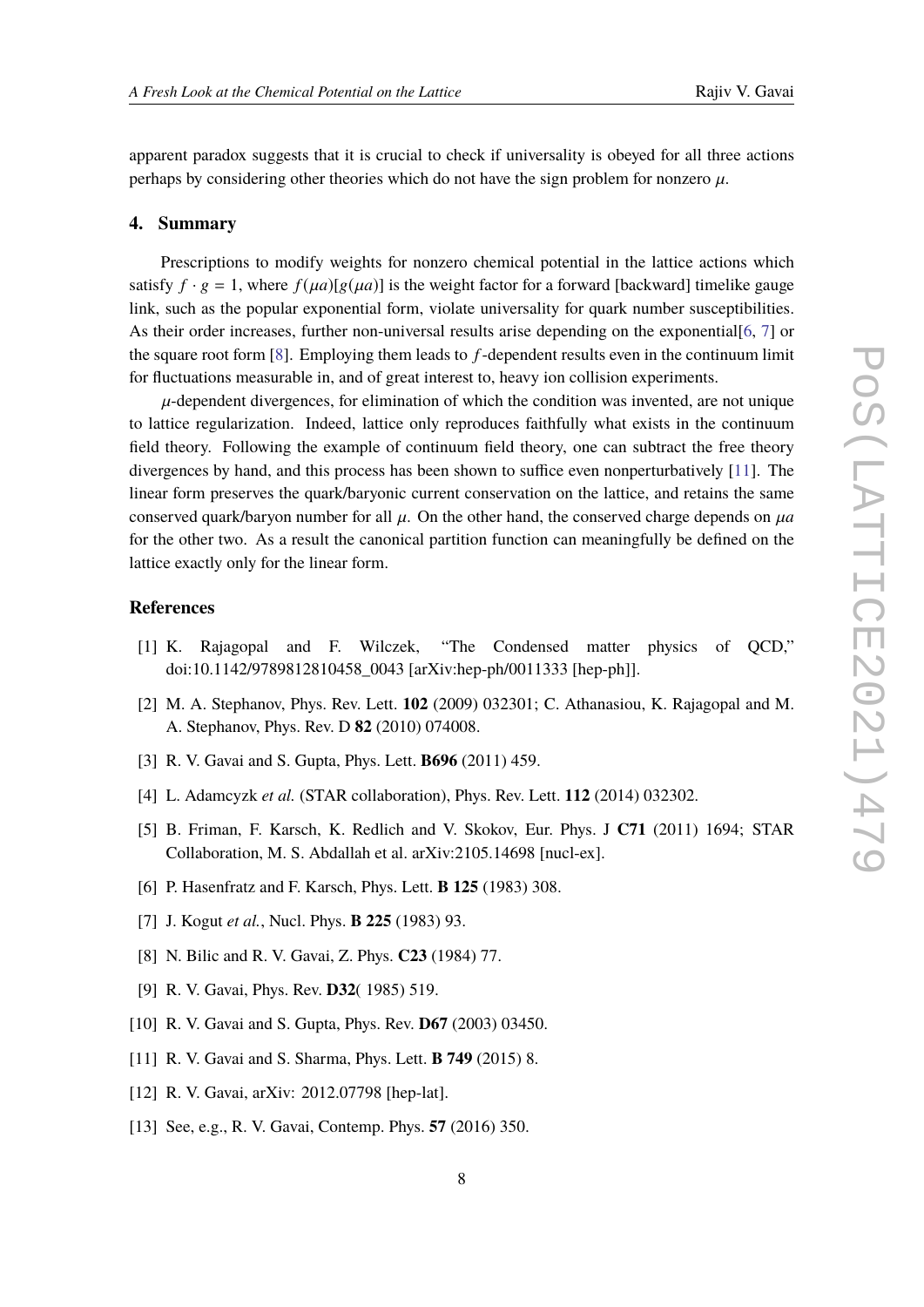apparent paradox suggests that it is crucial to check if universality is obeyed for all three actions perhaps by considering other theories which do not have the sign problem for nonzero $\mu$.

## 4. Summary

Prescriptions to modify weights for nonzero chemical potential in the lattice actions which satisfy $f \cdot g = 1$, where $f(\mu a)[g(\mu a)]$ is the weight factor for a forward [backward] timelike gauge link, such as the popular exponential form, violate universality for quark number susceptibilities. As their order increases, further non-universal results arise depending on the exponential[6, 7] or the square root form [8]. Employing them leads to $f$-dependent results even in the continuum limit for fluctuations measurable in, and of great interest to, heavy ion collision experiments.

$\mu$-dependent divergences, for elimination of which the condition was invented, are not unique to lattice regularization. Indeed, lattice only reproduces faithfully what exists in the continuum field theory. Following the example of continuum field theory, one can subtract the free theory divergences by hand, and this process has been shown to suffice even nonperturbatively [11]. The linear form preserves the quark/baryonic current conservation on the lattice, and retains the same conserved quark/baryon number for all $\mu$. On the other hand, the conserved charge depends on $\mu a$ for the other two. As a result the canonical partition function can meaningfully be defined on the lattice exactly only for the linear form.

## References

[1] K. Rajagopal and F. Wilczek, "The Condensed matter physics of QCD," doi:10.1142/9789812810458_0043 [arXiv:hep-ph/0011333 [hep-ph]].

[2] M. A. Stephanov, Phys. Rev. Lett. **102** (2009) 032301; C. Athanasiou, K. Rajagopal and M. A. Stephanov, Phys. Rev. D **82** (2010) 074008.

[3] R. V. Gavai and S. Gupta, Phys. Lett. **B696** (2011) 459.

[4] L. Adamcyzk *et al.* (STAR collaboration), Phys. Rev. Lett. **112** (2014) 032302.

[5] B. Friman, F. Karsch, K. Redlich and V. Skokov, Eur. Phys. J **C71** (2011) 1694; STAR Collaboration, M. S. Abdallah et al. arXiv:2105.14698 [nucl-ex].

[6] P. Hasenfratz and F. Karsch, Phys. Lett. **B 125** (1983) 308.

[7] J. Kogut *et al.*, Nucl. Phys. **B 225** (1983) 93.

[8] N. Bilic and R. V. Gavai, Z. Phys. **C23** (1984) 77.

[9] R. V. Gavai, Phys. Rev. **D32**( 1985) 519.

[10] R. V. Gavai and S. Gupta, Phys. Rev. **D67** (2003) 03450.

[11] R. V. Gavai and S. Sharma, Phys. Lett. **B 749** (2015) 8.

[12] R. V. Gavai, arXiv: 2012.07798 [hep-lat].

[13] See, e.g., R. V. Gavai, Contemp. Phys. **57** (2016) 350.